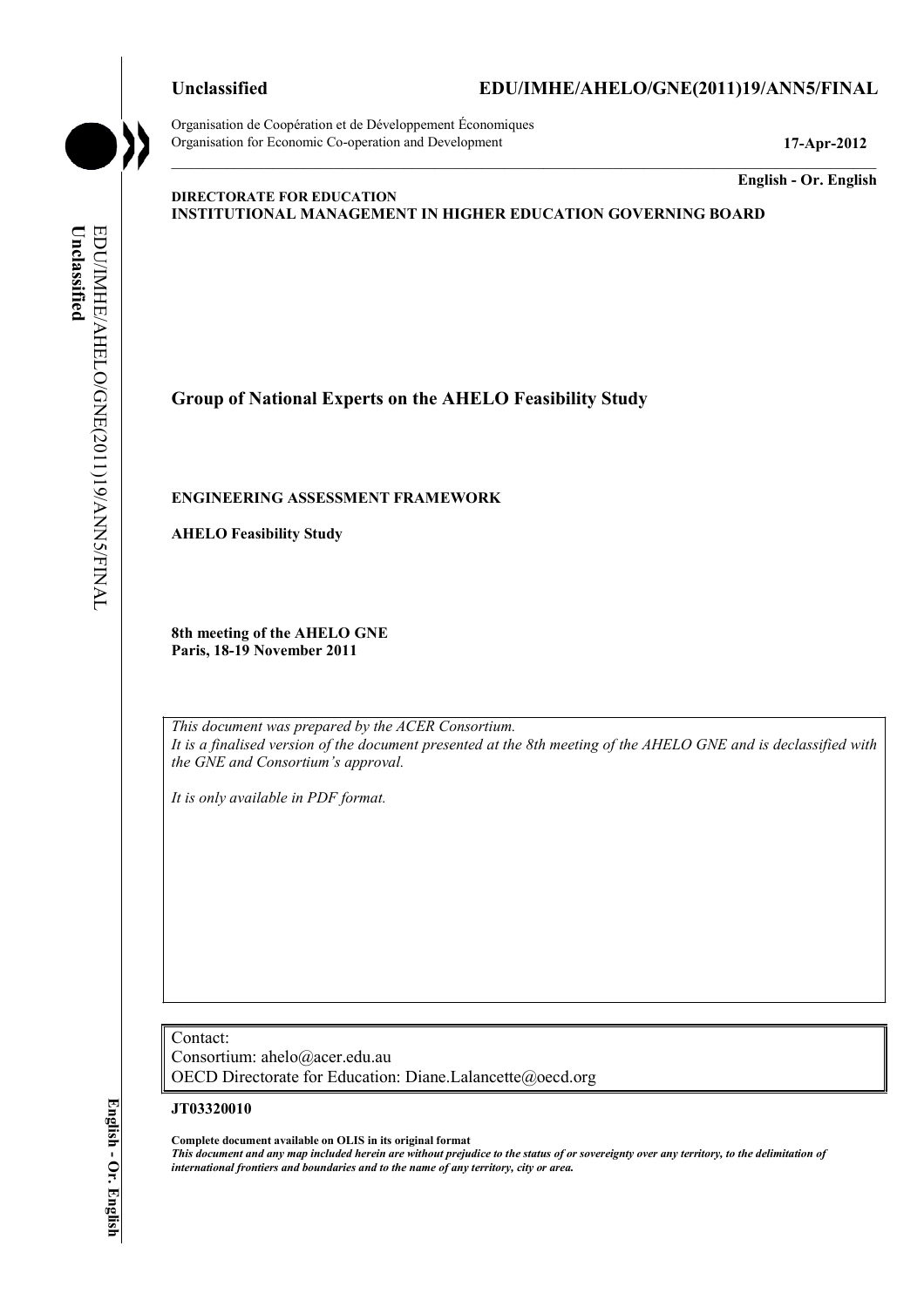**Unclassified** **EDU/IMHE/AHELO/GNE(2011)19/ANN5/FINAL**

Organisation de Coopération et de Développement Économiques
Organisation for Economic Co-operation and Development **17-Apr-2012**

**English - Or. English**

**DIRECTORATE FOR EDUCATION**
**INSTITUTIONAL MANAGEMENT IN HIGHER EDUCATION GOVERNING BOARD**

# Group of National Experts on the AHELO Feasibility Study

**ENGINEERING ASSESSMENT FRAMEWORK**

**AHELO Feasibility Study**

**8th meeting of the AHELO GNE**
**Paris, 18-19 November 2011**

*This document was prepared by the ACER Consortium.*
*It is a finalised version of the document presented at the 8th meeting of the AHELO GNE and is declassified with the GNE and Consortium's approval.*

*It is only available in PDF format.*

Contact:
Consortium: ahelo@acer.edu.au
OECD Directorate for Education: Diane.Lalancette@oecd.org

**JT03320010**

**Complete document available on OLIS in its original format**
***This document and any map included herein are without prejudice to the status of or sovereignty over any territory, to the delimitation of international frontiers and boundaries and to the name of any territory, city or area.***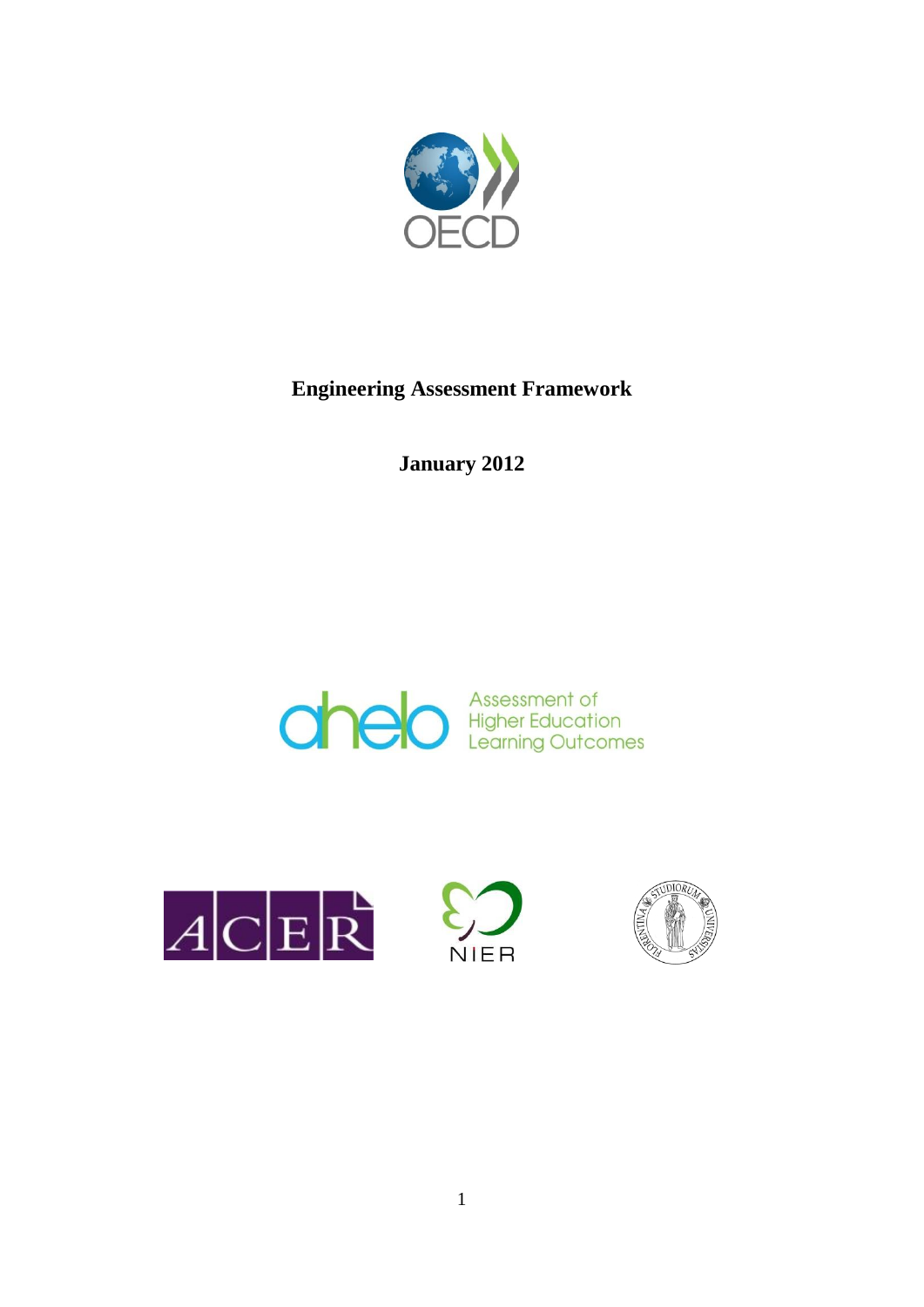**Engineering Assessment Framework**

**January 2012**

Assessment of Higher Education Learning Outcomes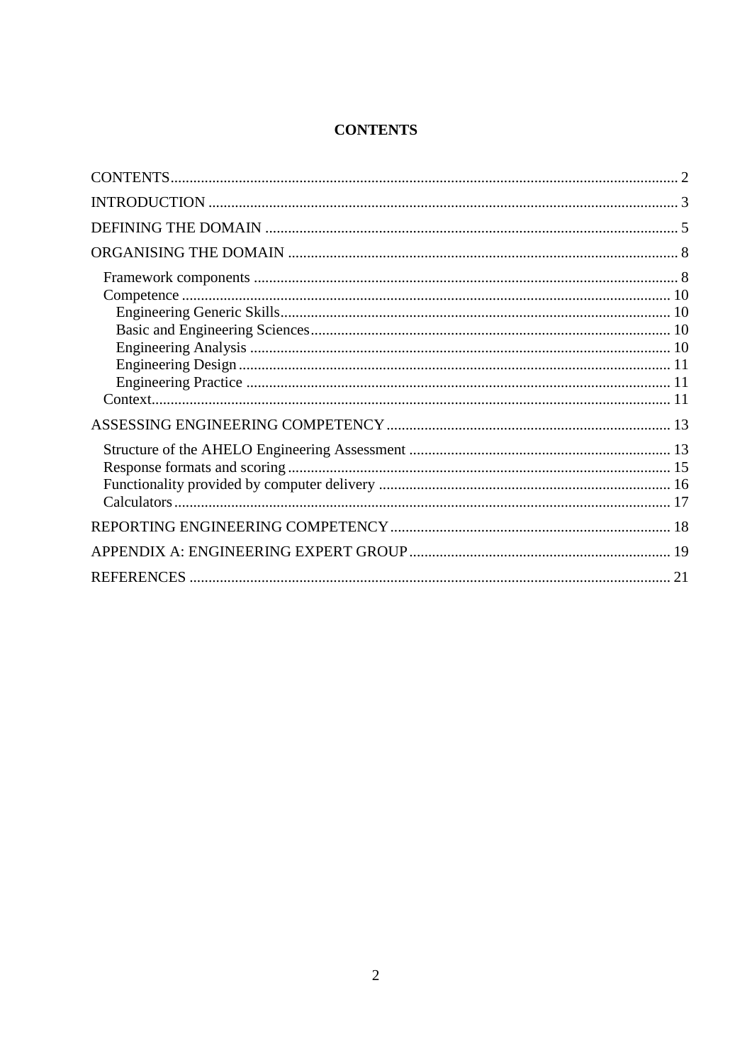# CONTENTS

- CONTENTS ... 2
- INTRODUCTION ... 3
- DEFINING THE DOMAIN ... 5
- ORGANISING THE DOMAIN ... 8
  - Framework components ... 8
  - Competence ... 10
    - Engineering Generic Skills ... 10
    - Basic and Engineering Sciences ... 10
    - Engineering Analysis ... 10
    - Engineering Design ... 11
    - Engineering Practice ... 11
  - Context ... 11
- ASSESSING ENGINEERING COMPETENCY ... 13
  - Structure of the AHELO Engineering Assessment ... 13
  - Response formats and scoring ... 15
  - Functionality provided by computer delivery ... 16
  - Calculators ... 17
- REPORTING ENGINEERING COMPETENCY ... 18
- APPENDIX A: ENGINEERING EXPERT GROUP ... 19
- REFERENCES ... 21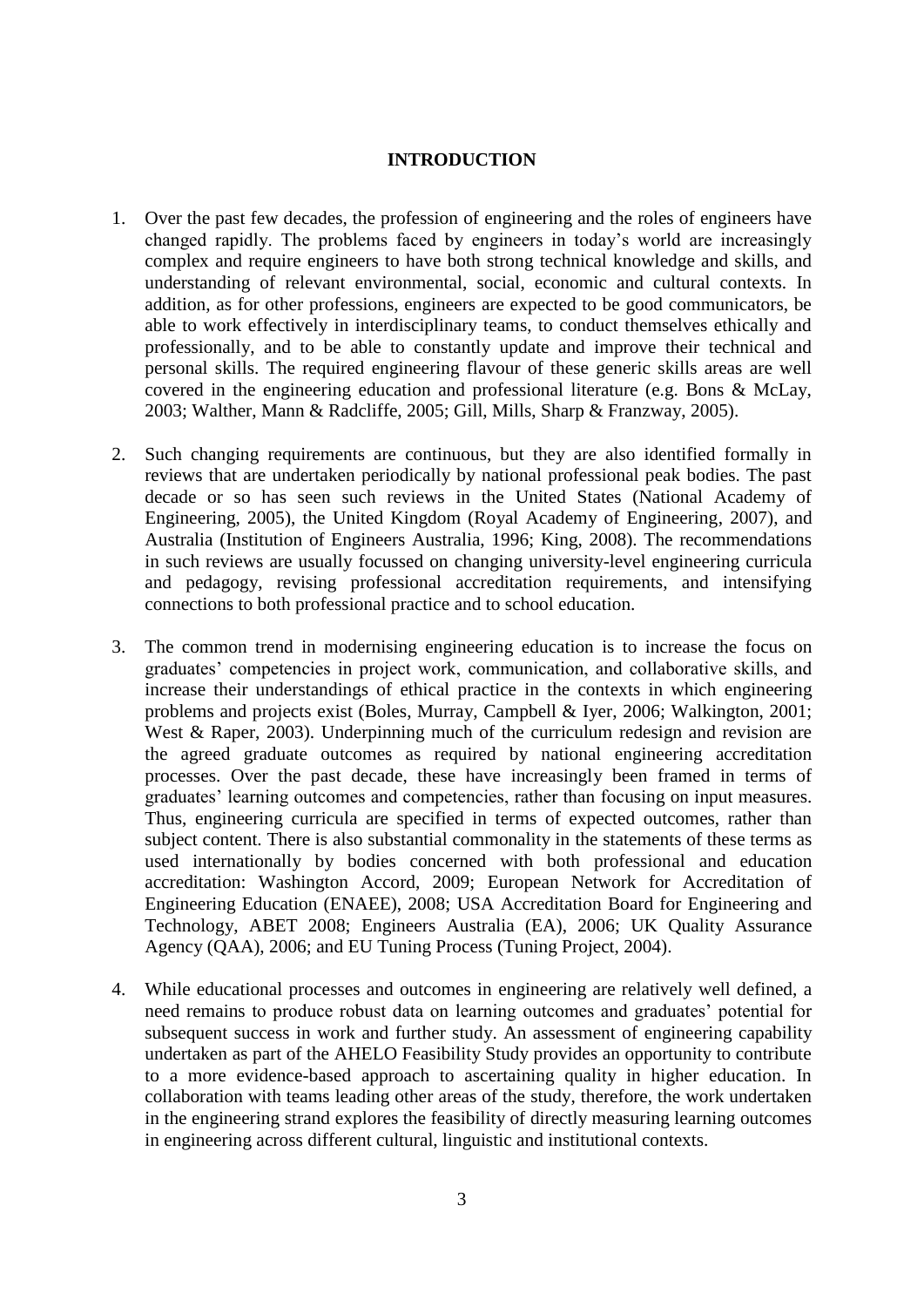# INTRODUCTION

1. Over the past few decades, the profession of engineering and the roles of engineers have changed rapidly. The problems faced by engineers in today's world are increasingly complex and require engineers to have both strong technical knowledge and skills, and understanding of relevant environmental, social, economic and cultural contexts. In addition, as for other professions, engineers are expected to be good communicators, be able to work effectively in interdisciplinary teams, to conduct themselves ethically and professionally, and to be able to constantly update and improve their technical and personal skills. The required engineering flavour of these generic skills areas are well covered in the engineering education and professional literature (e.g. Bons & McLay, 2003; Walther, Mann & Radcliffe, 2005; Gill, Mills, Sharp & Franzway, 2005).

2. Such changing requirements are continuous, but they are also identified formally in reviews that are undertaken periodically by national professional peak bodies. The past decade or so has seen such reviews in the United States (National Academy of Engineering, 2005), the United Kingdom (Royal Academy of Engineering, 2007), and Australia (Institution of Engineers Australia, 1996; King, 2008). The recommendations in such reviews are usually focussed on changing university-level engineering curricula and pedagogy, revising professional accreditation requirements, and intensifying connections to both professional practice and to school education.

3. The common trend in modernising engineering education is to increase the focus on graduates' competencies in project work, communication, and collaborative skills, and increase their understandings of ethical practice in the contexts in which engineering problems and projects exist (Boles, Murray, Campbell & Iyer, 2006; Walkington, 2001; West & Raper, 2003). Underpinning much of the curriculum redesign and revision are the agreed graduate outcomes as required by national engineering accreditation processes. Over the past decade, these have increasingly been framed in terms of graduates' learning outcomes and competencies, rather than focusing on input measures. Thus, engineering curricula are specified in terms of expected outcomes, rather than subject content. There is also substantial commonality in the statements of these terms as used internationally by bodies concerned with both professional and education accreditation: Washington Accord, 2009; European Network for Accreditation of Engineering Education (ENAEE), 2008; USA Accreditation Board for Engineering and Technology, ABET 2008; Engineers Australia (EA), 2006; UK Quality Assurance Agency (QAA), 2006; and EU Tuning Process (Tuning Project, 2004).

4. While educational processes and outcomes in engineering are relatively well defined, a need remains to produce robust data on learning outcomes and graduates' potential for subsequent success in work and further study. An assessment of engineering capability undertaken as part of the AHELO Feasibility Study provides an opportunity to contribute to a more evidence-based approach to ascertaining quality in higher education. In collaboration with teams leading other areas of the study, therefore, the work undertaken in the engineering strand explores the feasibility of directly measuring learning outcomes in engineering across different cultural, linguistic and institutional contexts.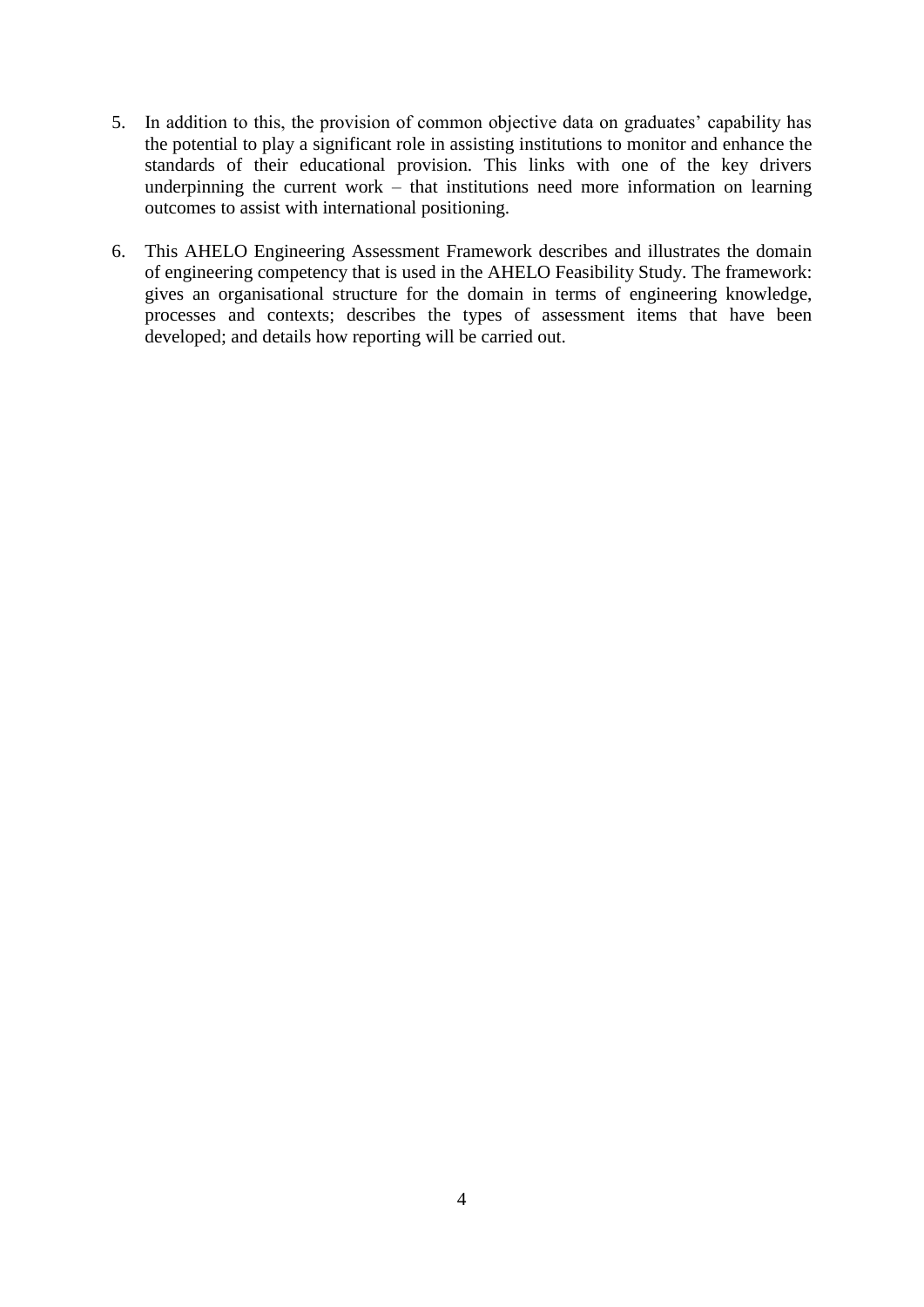5. In addition to this, the provision of common objective data on graduates' capability has the potential to play a significant role in assisting institutions to monitor and enhance the standards of their educational provision. This links with one of the key drivers underpinning the current work – that institutions need more information on learning outcomes to assist with international positioning.

6. This AHELO Engineering Assessment Framework describes and illustrates the domain of engineering competency that is used in the AHELO Feasibility Study. The framework: gives an organisational structure for the domain in terms of engineering knowledge, processes and contexts; describes the types of assessment items that have been developed; and details how reporting will be carried out.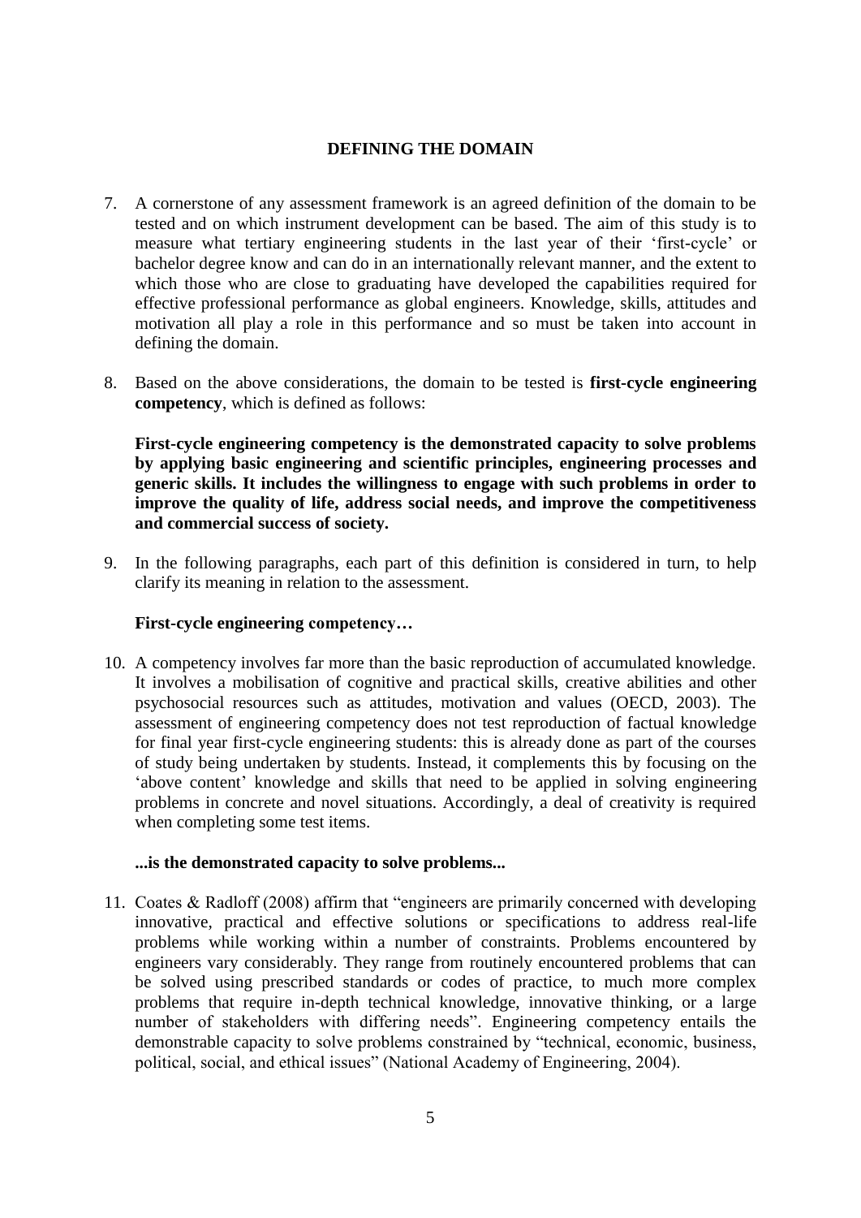## DEFINING THE DOMAIN

7. A cornerstone of any assessment framework is an agreed definition of the domain to be tested and on which instrument development can be based. The aim of this study is to measure what tertiary engineering students in the last year of their 'first-cycle' or bachelor degree know and can do in an internationally relevant manner, and the extent to which those who are close to graduating have developed the capabilities required for effective professional performance as global engineers. Knowledge, skills, attitudes and motivation all play a role in this performance and so must be taken into account in defining the domain.

8. Based on the above considerations, the domain to be tested is **first-cycle engineering competency**, which is defined as follows:

   **First-cycle engineering competency is the demonstrated capacity to solve problems by applying basic engineering and scientific principles, engineering processes and generic skills. It includes the willingness to engage with such problems in order to improve the quality of life, address social needs, and improve the competitiveness and commercial success of society.**

9. In the following paragraphs, each part of this definition is considered in turn, to help clarify its meaning in relation to the assessment.

   **First-cycle engineering competency…**

10. A competency involves far more than the basic reproduction of accumulated knowledge. It involves a mobilisation of cognitive and practical skills, creative abilities and other psychosocial resources such as attitudes, motivation and values (OECD, 2003). The assessment of engineering competency does not test reproduction of factual knowledge for final year first-cycle engineering students: this is already done as part of the courses of study being undertaken by students. Instead, it complements this by focusing on the 'above content' knowledge and skills that need to be applied in solving engineering problems in concrete and novel situations. Accordingly, a deal of creativity is required when completing some test items.

    **...is the demonstrated capacity to solve problems...**

11. Coates & Radloff (2008) affirm that "engineers are primarily concerned with developing innovative, practical and effective solutions or specifications to address real-life problems while working within a number of constraints. Problems encountered by engineers vary considerably. They range from routinely encountered problems that can be solved using prescribed standards or codes of practice, to much more complex problems that require in-depth technical knowledge, innovative thinking, or a large number of stakeholders with differing needs". Engineering competency entails the demonstrable capacity to solve problems constrained by "technical, economic, business, political, social, and ethical issues" (National Academy of Engineering, 2004).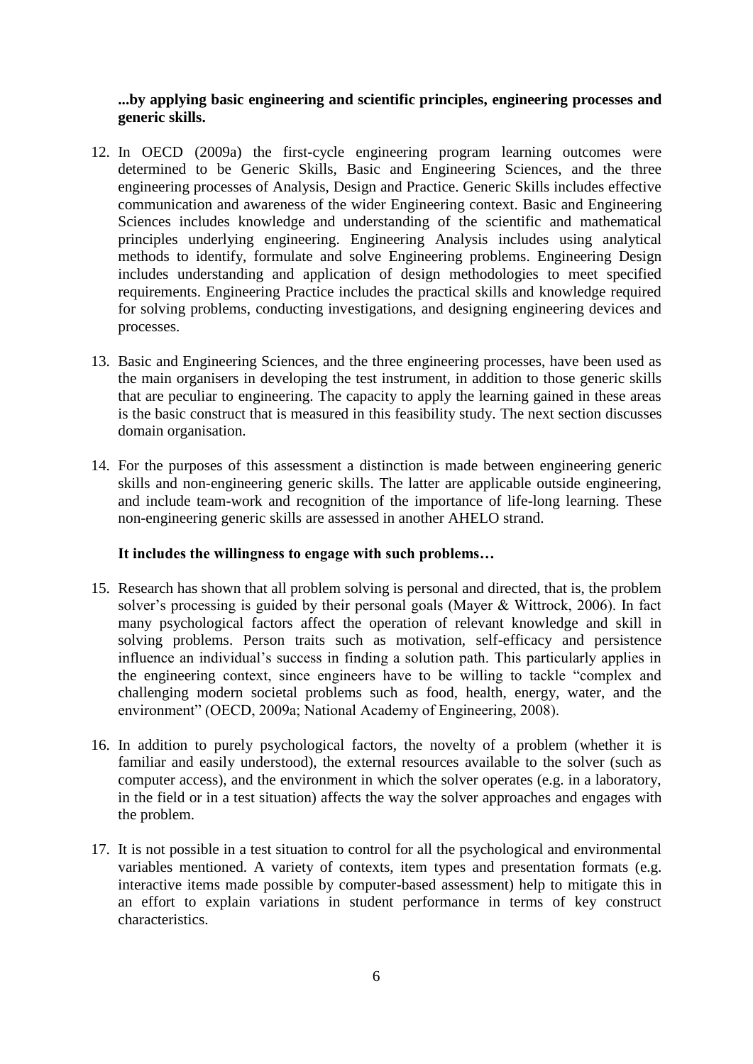**...by applying basic engineering and scientific principles, engineering processes and generic skills.**

12. In OECD (2009a) the first-cycle engineering program learning outcomes were determined to be Generic Skills, Basic and Engineering Sciences, and the three engineering processes of Analysis, Design and Practice. Generic Skills includes effective communication and awareness of the wider Engineering context. Basic and Engineering Sciences includes knowledge and understanding of the scientific and mathematical principles underlying engineering. Engineering Analysis includes using analytical methods to identify, formulate and solve Engineering problems. Engineering Design includes understanding and application of design methodologies to meet specified requirements. Engineering Practice includes the practical skills and knowledge required for solving problems, conducting investigations, and designing engineering devices and processes.

13. Basic and Engineering Sciences, and the three engineering processes, have been used as the main organisers in developing the test instrument, in addition to those generic skills that are peculiar to engineering. The capacity to apply the learning gained in these areas is the basic construct that is measured in this feasibility study. The next section discusses domain organisation.

14. For the purposes of this assessment a distinction is made between engineering generic skills and non-engineering generic skills. The latter are applicable outside engineering, and include team-work and recognition of the importance of life-long learning. These non-engineering generic skills are assessed in another AHELO strand.

**It includes the willingness to engage with such problems…**

15. Research has shown that all problem solving is personal and directed, that is, the problem solver's processing is guided by their personal goals (Mayer & Wittrock, 2006). In fact many psychological factors affect the operation of relevant knowledge and skill in solving problems. Person traits such as motivation, self-efficacy and persistence influence an individual's success in finding a solution path. This particularly applies in the engineering context, since engineers have to be willing to tackle "complex and challenging modern societal problems such as food, health, energy, water, and the environment" (OECD, 2009a; National Academy of Engineering, 2008).

16. In addition to purely psychological factors, the novelty of a problem (whether it is familiar and easily understood), the external resources available to the solver (such as computer access), and the environment in which the solver operates (e.g. in a laboratory, in the field or in a test situation) affects the way the solver approaches and engages with the problem.

17. It is not possible in a test situation to control for all the psychological and environmental variables mentioned. A variety of contexts, item types and presentation formats (e.g. interactive items made possible by computer-based assessment) help to mitigate this in an effort to explain variations in student performance in terms of key construct characteristics.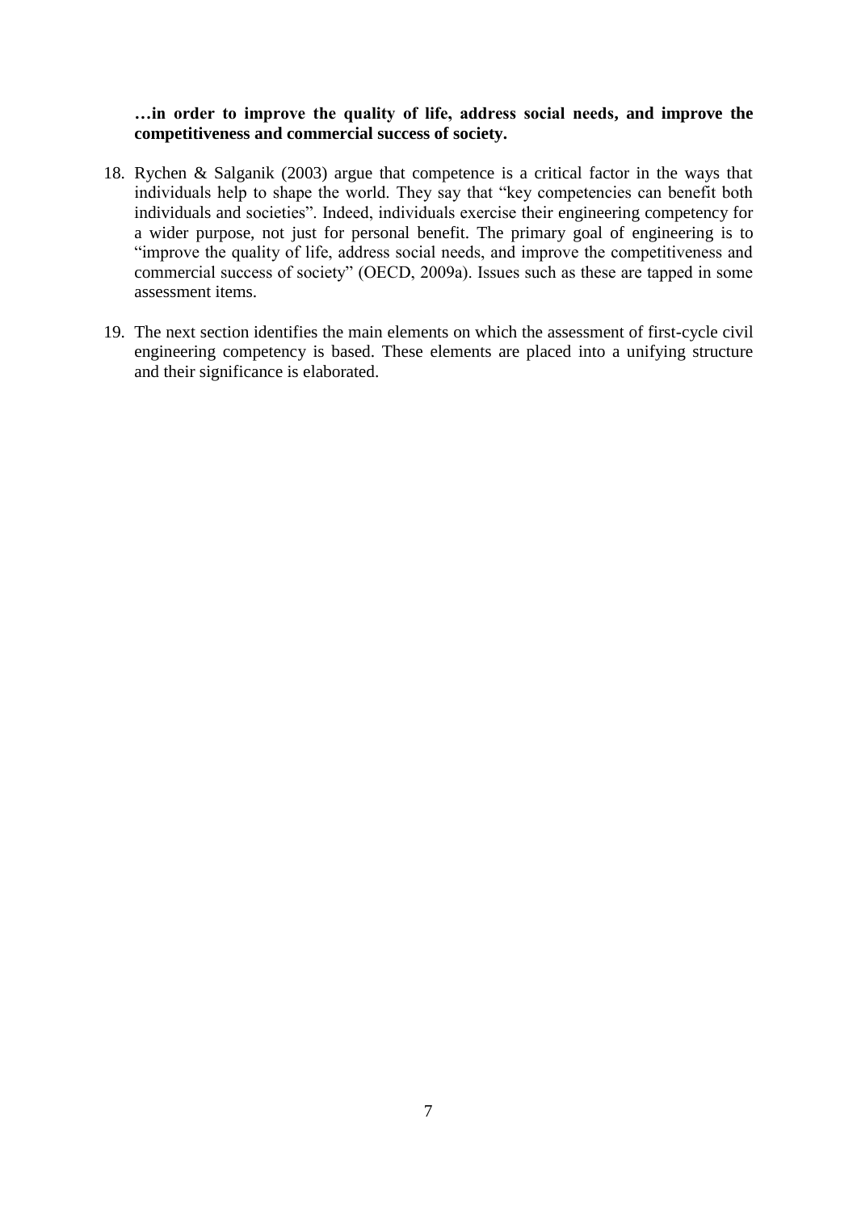**…in order to improve the quality of life, address social needs, and improve the competitiveness and commercial success of society.**

18. Rychen & Salganik (2003) argue that competence is a critical factor in the ways that individuals help to shape the world. They say that "key competencies can benefit both individuals and societies". Indeed, individuals exercise their engineering competency for a wider purpose, not just for personal benefit. The primary goal of engineering is to "improve the quality of life, address social needs, and improve the competitiveness and commercial success of society" (OECD, 2009a). Issues such as these are tapped in some assessment items.

19. The next section identifies the main elements on which the assessment of first-cycle civil engineering competency is based. These elements are placed into a unifying structure and their significance is elaborated.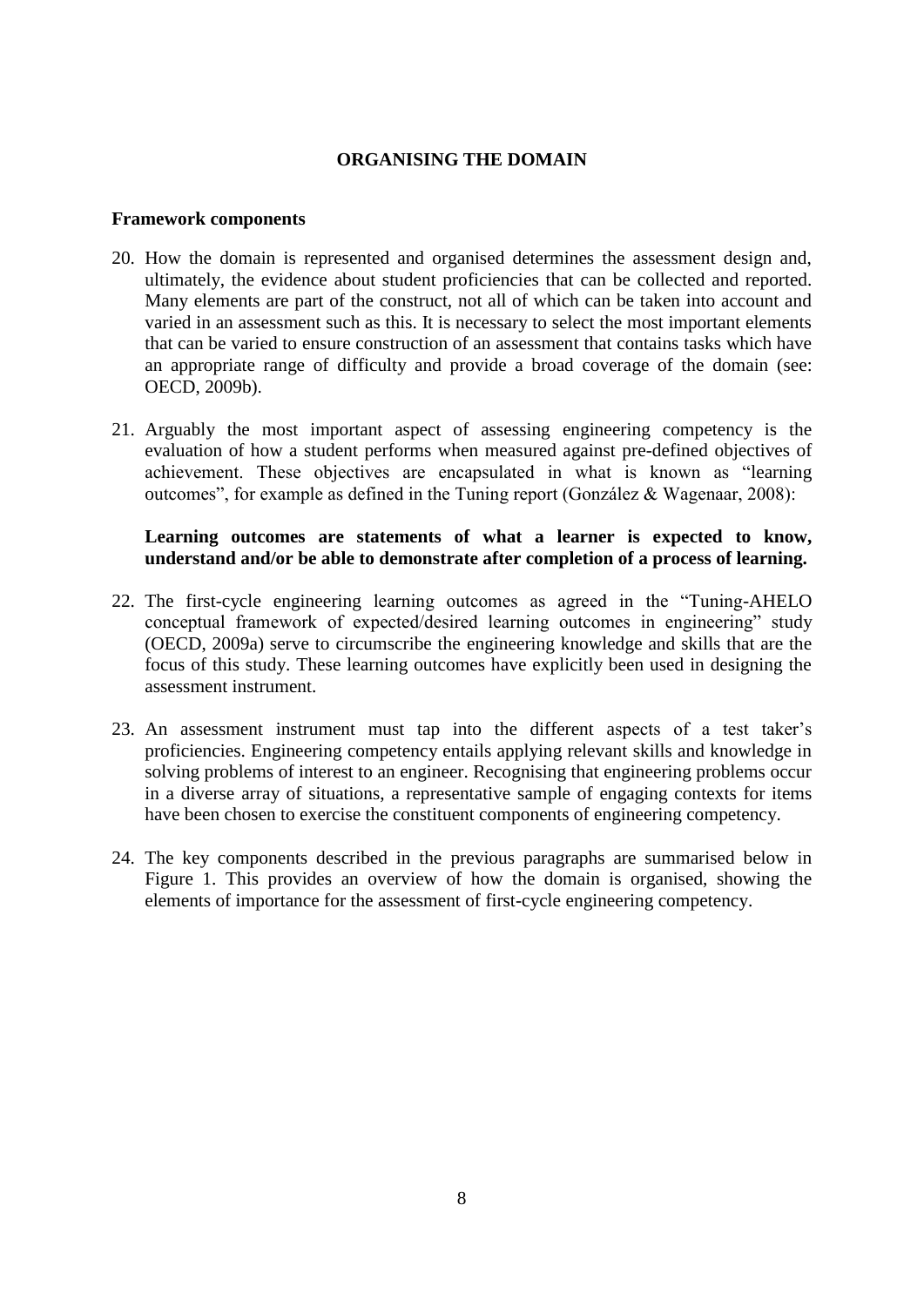## ORGANISING THE DOMAIN

### Framework components

20. How the domain is represented and organised determines the assessment design and, ultimately, the evidence about student proficiencies that can be collected and reported. Many elements are part of the construct, not all of which can be taken into account and varied in an assessment such as this. It is necessary to select the most important elements that can be varied to ensure construction of an assessment that contains tasks which have an appropriate range of difficulty and provide a broad coverage of the domain (see: OECD, 2009b).

21. Arguably the most important aspect of assessing engineering competency is the evaluation of how a student performs when measured against pre-defined objectives of achievement. These objectives are encapsulated in what is known as "learning outcomes", for example as defined in the Tuning report (González & Wagenaar, 2008):

    **Learning outcomes are statements of what a learner is expected to know, understand and/or be able to demonstrate after completion of a process of learning.**

22. The first-cycle engineering learning outcomes as agreed in the "Tuning-AHELO conceptual framework of expected/desired learning outcomes in engineering" study (OECD, 2009a) serve to circumscribe the engineering knowledge and skills that are the focus of this study. These learning outcomes have explicitly been used in designing the assessment instrument.

23. An assessment instrument must tap into the different aspects of a test taker's proficiencies. Engineering competency entails applying relevant skills and knowledge in solving problems of interest to an engineer. Recognising that engineering problems occur in a diverse array of situations, a representative sample of engaging contexts for items have been chosen to exercise the constituent components of engineering competency.

24. The key components described in the previous paragraphs are summarised below in Figure 1. This provides an overview of how the domain is organised, showing the elements of importance for the assessment of first-cycle engineering competency.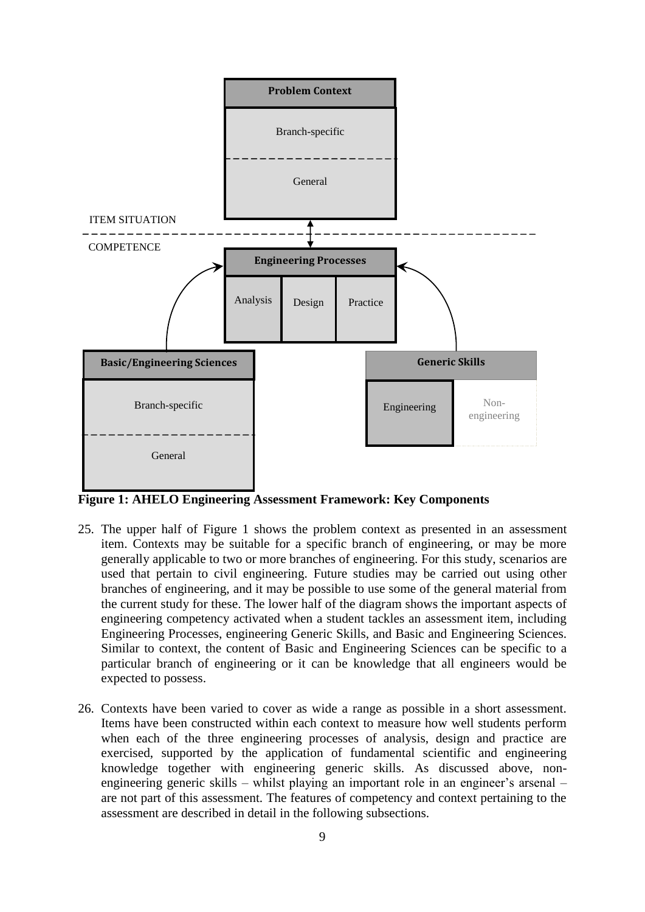**Figure 1: AHELO Engineering Assessment Framework: Key Components**

25. The upper half of Figure 1 shows the problem context as presented in an assessment item. Contexts may be suitable for a specific branch of engineering, or may be more generally applicable to two or more branches of engineering. For this study, scenarios are used that pertain to civil engineering. Future studies may be carried out using other branches of engineering, and it may be possible to use some of the general material from the current study for these. The lower half of the diagram shows the important aspects of engineering competency activated when a student tackles an assessment item, including Engineering Processes, engineering Generic Skills, and Basic and Engineering Sciences. Similar to context, the content of Basic and Engineering Sciences can be specific to a particular branch of engineering or it can be knowledge that all engineers would be expected to possess.

26. Contexts have been varied to cover as wide a range as possible in a short assessment. Items have been constructed within each context to measure how well students perform when each of the three engineering processes of analysis, design and practice are exercised, supported by the application of fundamental scientific and engineering knowledge together with engineering generic skills. As discussed above, non-engineering generic skills – whilst playing an important role in an engineer's arsenal – are not part of this assessment. The features of competency and context pertaining to the assessment are described in detail in the following subsections.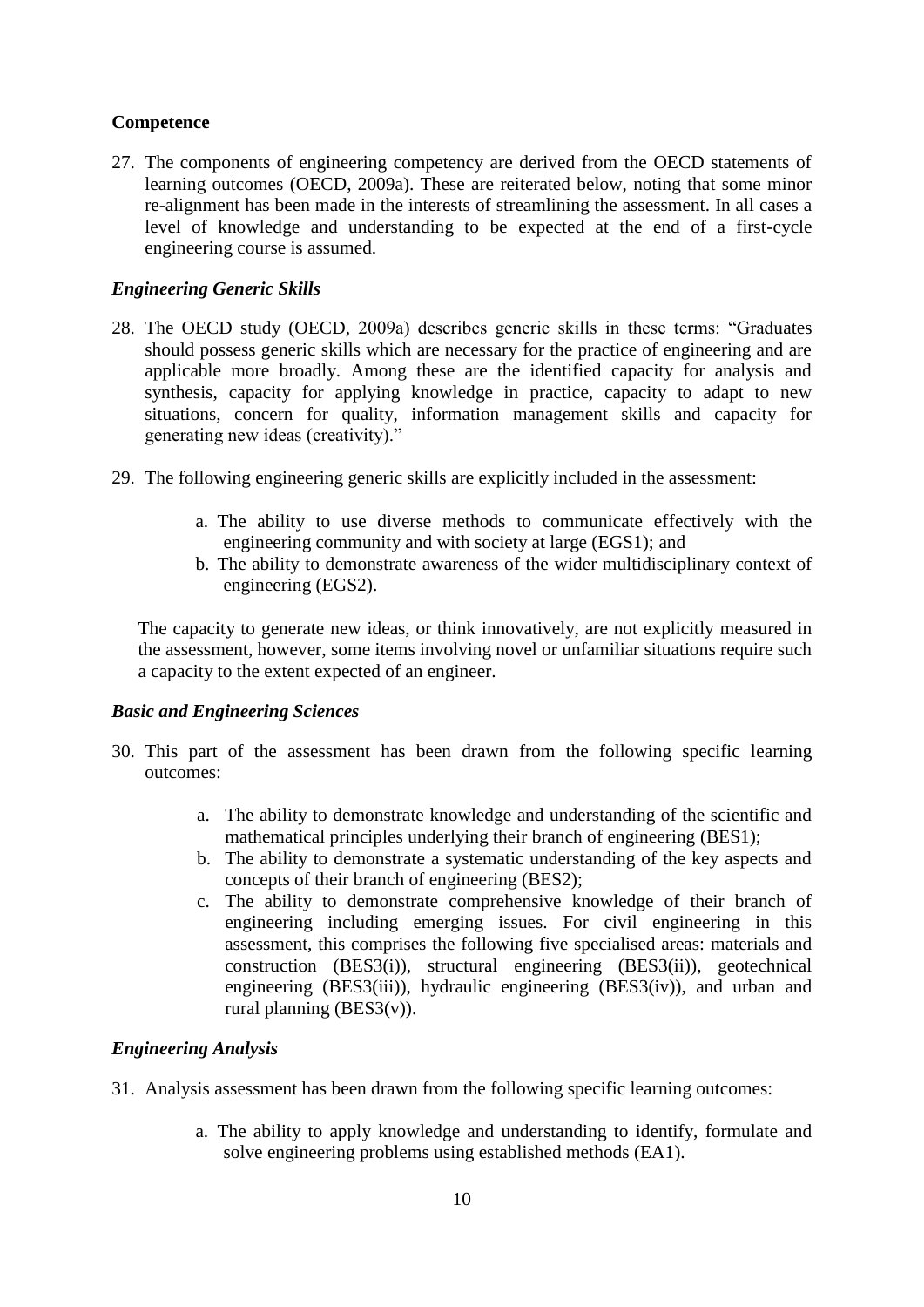**Competence**

27. The components of engineering competency are derived from the OECD statements of learning outcomes (OECD, 2009a). These are reiterated below, noting that some minor re-alignment has been made in the interests of streamlining the assessment. In all cases a level of knowledge and understanding to be expected at the end of a first-cycle engineering course is assumed.

***Engineering Generic Skills***

28. The OECD study (OECD, 2009a) describes generic skills in these terms: "Graduates should possess generic skills which are necessary for the practice of engineering and are applicable more broadly. Among these are the identified capacity for analysis and synthesis, capacity for applying knowledge in practice, capacity to adapt to new situations, concern for quality, information management skills and capacity for generating new ideas (creativity)."

29. The following engineering generic skills are explicitly included in the assessment:

    a. The ability to use diverse methods to communicate effectively with the engineering community and with society at large (EGS1); and
    b. The ability to demonstrate awareness of the wider multidisciplinary context of engineering (EGS2).

    The capacity to generate new ideas, or think innovatively, are not explicitly measured in the assessment, however, some items involving novel or unfamiliar situations require such a capacity to the extent expected of an engineer.

***Basic and Engineering Sciences***

30. This part of the assessment has been drawn from the following specific learning outcomes:

    a. The ability to demonstrate knowledge and understanding of the scientific and mathematical principles underlying their branch of engineering (BES1);
    b. The ability to demonstrate a systematic understanding of the key aspects and concepts of their branch of engineering (BES2);
    c. The ability to demonstrate comprehensive knowledge of their branch of engineering including emerging issues. For civil engineering in this assessment, this comprises the following five specialised areas: materials and construction (BES3(i)), structural engineering (BES3(ii)), geotechnical engineering (BES3(iii)), hydraulic engineering (BES3(iv)), and urban and rural planning (BES3(v)).

***Engineering Analysis***

31. Analysis assessment has been drawn from the following specific learning outcomes:

    a. The ability to apply knowledge and understanding to identify, formulate and solve engineering problems using established methods (EA1).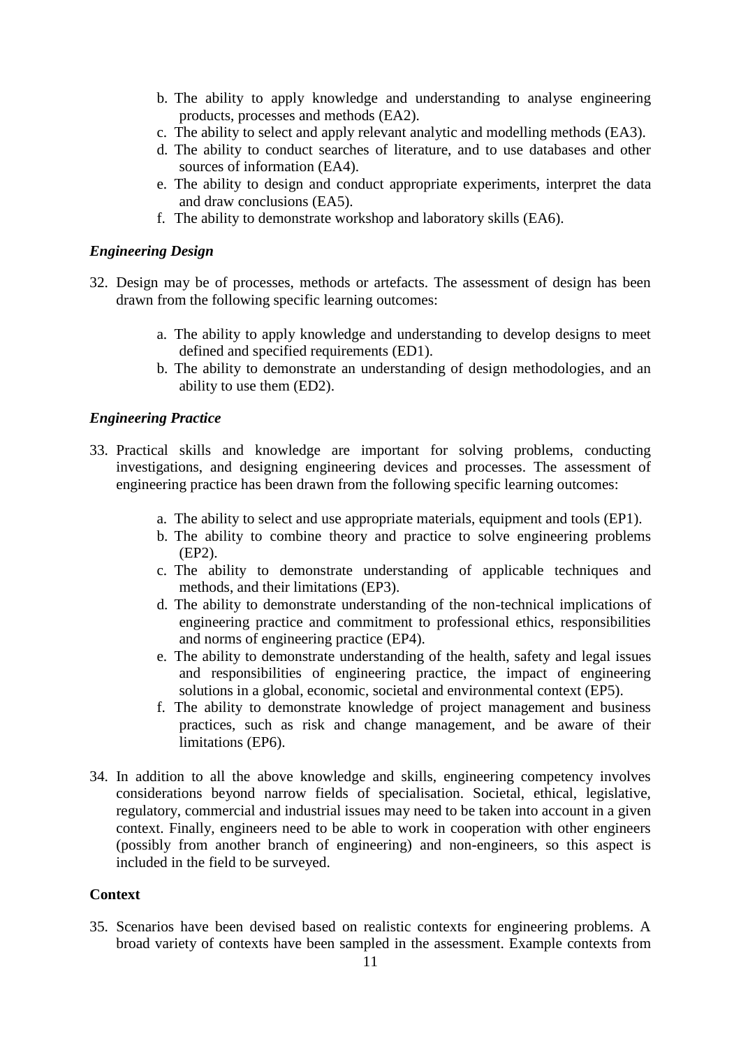b. The ability to apply knowledge and understanding to analyse engineering products, processes and methods (EA2).
c. The ability to select and apply relevant analytic and modelling methods (EA3).
d. The ability to conduct searches of literature, and to use databases and other sources of information (EA4).
e. The ability to design and conduct appropriate experiments, interpret the data and draw conclusions (EA5).
f. The ability to demonstrate workshop and laboratory skills (EA6).

### *Engineering Design*

32. Design may be of processes, methods or artefacts. The assessment of design has been drawn from the following specific learning outcomes:

    a. The ability to apply knowledge and understanding to develop designs to meet defined and specified requirements (ED1).
    b. The ability to demonstrate an understanding of design methodologies, and an ability to use them (ED2).

### *Engineering Practice*

33. Practical skills and knowledge are important for solving problems, conducting investigations, and designing engineering devices and processes. The assessment of engineering practice has been drawn from the following specific learning outcomes:

    a. The ability to select and use appropriate materials, equipment and tools (EP1).
    b. The ability to combine theory and practice to solve engineering problems (EP2).
    c. The ability to demonstrate understanding of applicable techniques and methods, and their limitations (EP3).
    d. The ability to demonstrate understanding of the non-technical implications of engineering practice and commitment to professional ethics, responsibilities and norms of engineering practice (EP4).
    e. The ability to demonstrate understanding of the health, safety and legal issues and responsibilities of engineering practice, the impact of engineering solutions in a global, economic, societal and environmental context (EP5).
    f. The ability to demonstrate knowledge of project management and business practices, such as risk and change management, and be aware of their limitations (EP6).

34. In addition to all the above knowledge and skills, engineering competency involves considerations beyond narrow fields of specialisation. Societal, ethical, legislative, regulatory, commercial and industrial issues may need to be taken into account in a given context. Finally, engineers need to be able to work in cooperation with other engineers (possibly from another branch of engineering) and non-engineers, so this aspect is included in the field to be surveyed.

### **Context**

35. Scenarios have been devised based on realistic contexts for engineering problems. A broad variety of contexts have been sampled in the assessment. Example contexts from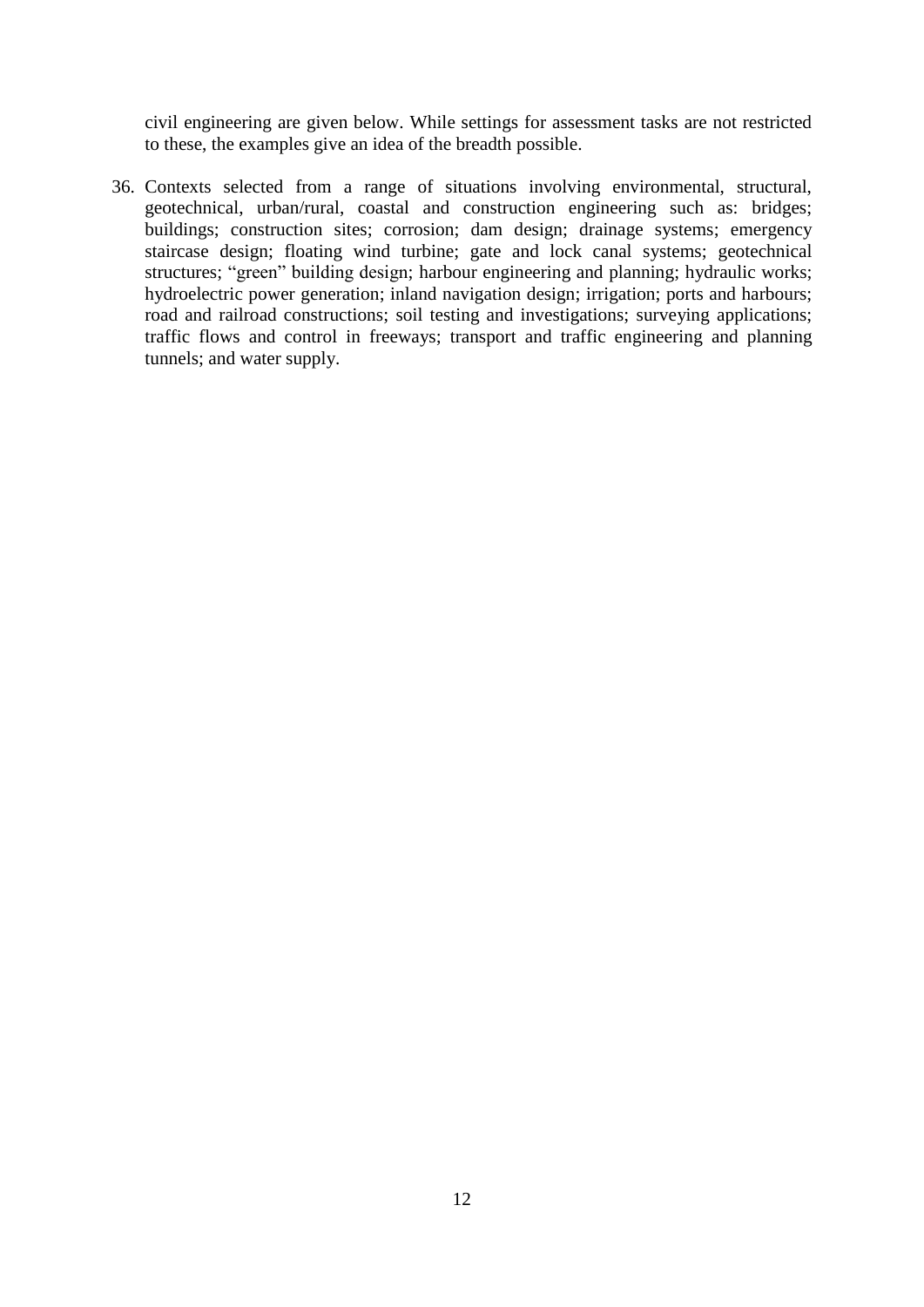civil engineering are given below. While settings for assessment tasks are not restricted to these, the examples give an idea of the breadth possible.

36. Contexts selected from a range of situations involving environmental, structural, geotechnical, urban/rural, coastal and construction engineering such as: bridges; buildings; construction sites; corrosion; dam design; drainage systems; emergency staircase design; floating wind turbine; gate and lock canal systems; geotechnical structures; "green" building design; harbour engineering and planning; hydraulic works; hydroelectric power generation; inland navigation design; irrigation; ports and harbours; road and railroad constructions; soil testing and investigations; surveying applications; traffic flows and control in freeways; transport and traffic engineering and planning tunnels; and water supply.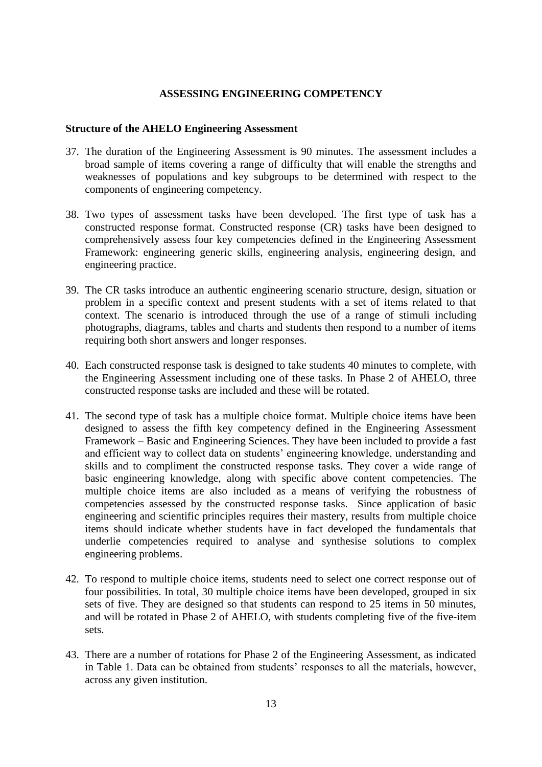## ASSESSING ENGINEERING COMPETENCY

### Structure of the AHELO Engineering Assessment

37. The duration of the Engineering Assessment is 90 minutes. The assessment includes a broad sample of items covering a range of difficulty that will enable the strengths and weaknesses of populations and key subgroups to be determined with respect to the components of engineering competency.

38. Two types of assessment tasks have been developed. The first type of task has a constructed response format. Constructed response (CR) tasks have been designed to comprehensively assess four key competencies defined in the Engineering Assessment Framework: engineering generic skills, engineering analysis, engineering design, and engineering practice.

39. The CR tasks introduce an authentic engineering scenario structure, design, situation or problem in a specific context and present students with a set of items related to that context. The scenario is introduced through the use of a range of stimuli including photographs, diagrams, tables and charts and students then respond to a number of items requiring both short answers and longer responses.

40. Each constructed response task is designed to take students 40 minutes to complete, with the Engineering Assessment including one of these tasks. In Phase 2 of AHELO, three constructed response tasks are included and these will be rotated.

41. The second type of task has a multiple choice format. Multiple choice items have been designed to assess the fifth key competency defined in the Engineering Assessment Framework – Basic and Engineering Sciences. They have been included to provide a fast and efficient way to collect data on students' engineering knowledge, understanding and skills and to compliment the constructed response tasks. They cover a wide range of basic engineering knowledge, along with specific above content competencies. The multiple choice items are also included as a means of verifying the robustness of competencies assessed by the constructed response tasks. Since application of basic engineering and scientific principles requires their mastery, results from multiple choice items should indicate whether students have in fact developed the fundamentals that underlie competencies required to analyse and synthesise solutions to complex engineering problems.

42. To respond to multiple choice items, students need to select one correct response out of four possibilities. In total, 30 multiple choice items have been developed, grouped in six sets of five. They are designed so that students can respond to 25 items in 50 minutes, and will be rotated in Phase 2 of AHELO, with students completing five of the five-item sets.

43. There are a number of rotations for Phase 2 of the Engineering Assessment, as indicated in Table 1. Data can be obtained from students' responses to all the materials, however, across any given institution.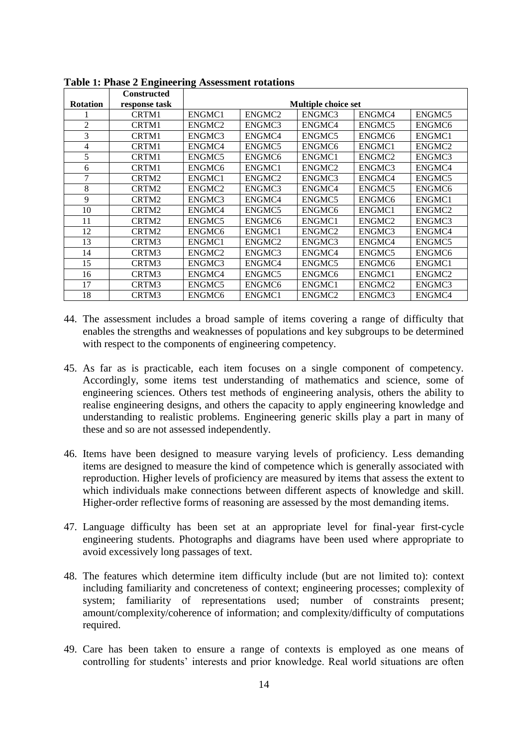**Table 1: Phase 2 Engineering Assessment rotations**

| Rotation | Constructed response task | Multiple choice set | | | | |
|---|---|---|---|---|---|---|
| 1 | CRTM1 | ENGMC1 | ENGMC2 | ENGMC3 | ENGMC4 | ENGMC5 |
| 2 | CRTM1 | ENGMC2 | ENGMC3 | ENGMC4 | ENGMC5 | ENGMC6 |
| 3 | CRTM1 | ENGMC3 | ENGMC4 | ENGMC5 | ENGMC6 | ENGMC1 |
| 4 | CRTM1 | ENGMC4 | ENGMC5 | ENGMC6 | ENGMC1 | ENGMC2 |
| 5 | CRTM1 | ENGMC5 | ENGMC6 | ENGMC1 | ENGMC2 | ENGMC3 |
| 6 | CRTM1 | ENGMC6 | ENGMC1 | ENGMC2 | ENGMC3 | ENGMC4 |
| 7 | CRTM2 | ENGMC1 | ENGMC2 | ENGMC3 | ENGMC4 | ENGMC5 |
| 8 | CRTM2 | ENGMC2 | ENGMC3 | ENGMC4 | ENGMC5 | ENGMC6 |
| 9 | CRTM2 | ENGMC3 | ENGMC4 | ENGMC5 | ENGMC6 | ENGMC1 |
| 10 | CRTM2 | ENGMC4 | ENGMC5 | ENGMC6 | ENGMC1 | ENGMC2 |
| 11 | CRTM2 | ENGMC5 | ENGMC6 | ENGMC1 | ENGMC2 | ENGMC3 |
| 12 | CRTM2 | ENGMC6 | ENGMC1 | ENGMC2 | ENGMC3 | ENGMC4 |
| 13 | CRTM3 | ENGMC1 | ENGMC2 | ENGMC3 | ENGMC4 | ENGMC5 |
| 14 | CRTM3 | ENGMC2 | ENGMC3 | ENGMC4 | ENGMC5 | ENGMC6 |
| 15 | CRTM3 | ENGMC3 | ENGMC4 | ENGMC5 | ENGMC6 | ENGMC1 |
| 16 | CRTM3 | ENGMC4 | ENGMC5 | ENGMC6 | ENGMC1 | ENGMC2 |
| 17 | CRTM3 | ENGMC5 | ENGMC6 | ENGMC1 | ENGMC2 | ENGMC3 |
| 18 | CRTM3 | ENGMC6 | ENGMC1 | ENGMC2 | ENGMC3 | ENGMC4 |

44. The assessment includes a broad sample of items covering a range of difficulty that enables the strengths and weaknesses of populations and key subgroups to be determined with respect to the components of engineering competency.

45. As far as is practicable, each item focuses on a single component of competency. Accordingly, some items test understanding of mathematics and science, some of engineering sciences. Others test methods of engineering analysis, others the ability to realise engineering designs, and others the capacity to apply engineering knowledge and understanding to realistic problems. Engineering generic skills play a part in many of these and so are not assessed independently.

46. Items have been designed to measure varying levels of proficiency. Less demanding items are designed to measure the kind of competence which is generally associated with reproduction. Higher levels of proficiency are measured by items that assess the extent to which individuals make connections between different aspects of knowledge and skill. Higher-order reflective forms of reasoning are assessed by the most demanding items.

47. Language difficulty has been set at an appropriate level for final-year first-cycle engineering students. Photographs and diagrams have been used where appropriate to avoid excessively long passages of text.

48. The features which determine item difficulty include (but are not limited to): context including familiarity and concreteness of context; engineering processes; complexity of system; familiarity of representations used; number of constraints present; amount/complexity/coherence of information; and complexity/difficulty of computations required.

49. Care has been taken to ensure a range of contexts is employed as one means of controlling for students' interests and prior knowledge. Real world situations are often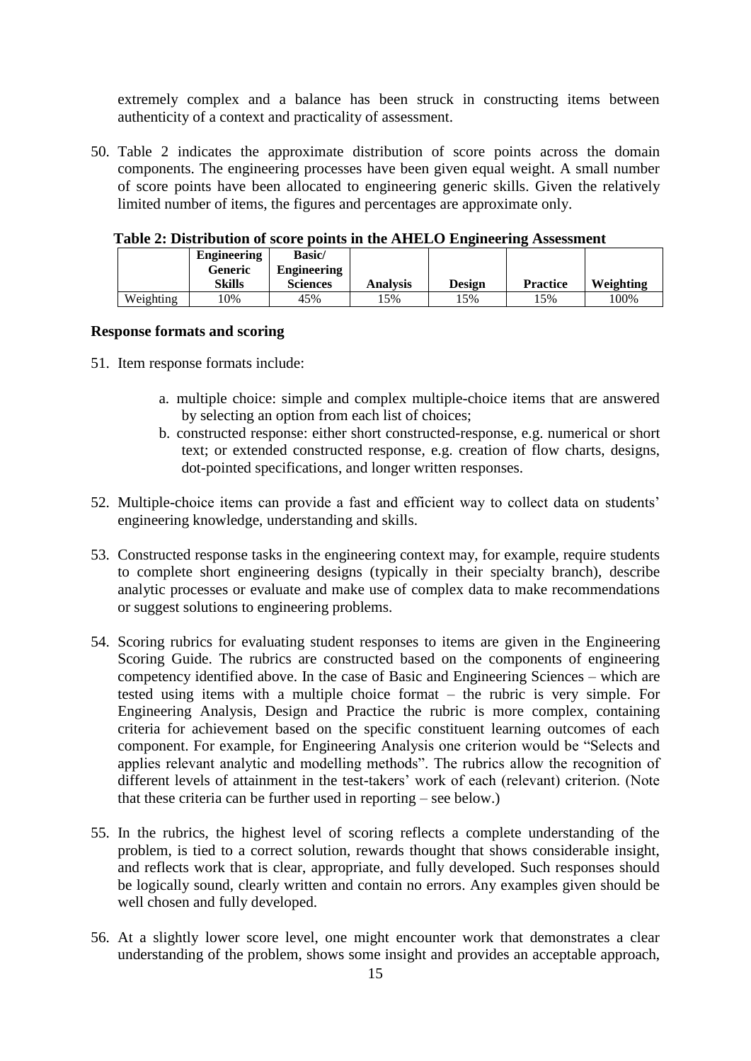extremely complex and a balance has been struck in constructing items between authenticity of a context and practicality of assessment.

50. Table 2 indicates the approximate distribution of score points across the domain components. The engineering processes have been given equal weight. A small number of score points have been allocated to engineering generic skills. Given the relatively limited number of items, the figures and percentages are approximate only.

**Table 2: Distribution of score points in the AHELO Engineering Assessment**

| | Engineering Generic Skills | Basic/ Engineering Sciences | Analysis | Design | Practice | Weighting |
|---|---|---|---|---|---|---|
| Weighting | 10% | 45% | 15% | 15% | 15% | 100% |

### Response formats and scoring

51. Item response formats include:

    a. multiple choice: simple and complex multiple-choice items that are answered by selecting an option from each list of choices;
    
    b. constructed response: either short constructed-response, e.g. numerical or short text; or extended constructed response, e.g. creation of flow charts, designs, dot-pointed specifications, and longer written responses.

52. Multiple-choice items can provide a fast and efficient way to collect data on students' engineering knowledge, understanding and skills.

53. Constructed response tasks in the engineering context may, for example, require students to complete short engineering designs (typically in their specialty branch), describe analytic processes or evaluate and make use of complex data to make recommendations or suggest solutions to engineering problems.

54. Scoring rubrics for evaluating student responses to items are given in the Engineering Scoring Guide. The rubrics are constructed based on the components of engineering competency identified above. In the case of Basic and Engineering Sciences – which are tested using items with a multiple choice format – the rubric is very simple. For Engineering Analysis, Design and Practice the rubric is more complex, containing criteria for achievement based on the specific constituent learning outcomes of each component. For example, for Engineering Analysis one criterion would be "Selects and applies relevant analytic and modelling methods". The rubrics allow the recognition of different levels of attainment in the test-takers' work of each (relevant) criterion. (Note that these criteria can be further used in reporting – see below.)

55. In the rubrics, the highest level of scoring reflects a complete understanding of the problem, is tied to a correct solution, rewards thought that shows considerable insight, and reflects work that is clear, appropriate, and fully developed. Such responses should be logically sound, clearly written and contain no errors. Any examples given should be well chosen and fully developed.

56. At a slightly lower score level, one might encounter work that demonstrates a clear understanding of the problem, shows some insight and provides an acceptable approach,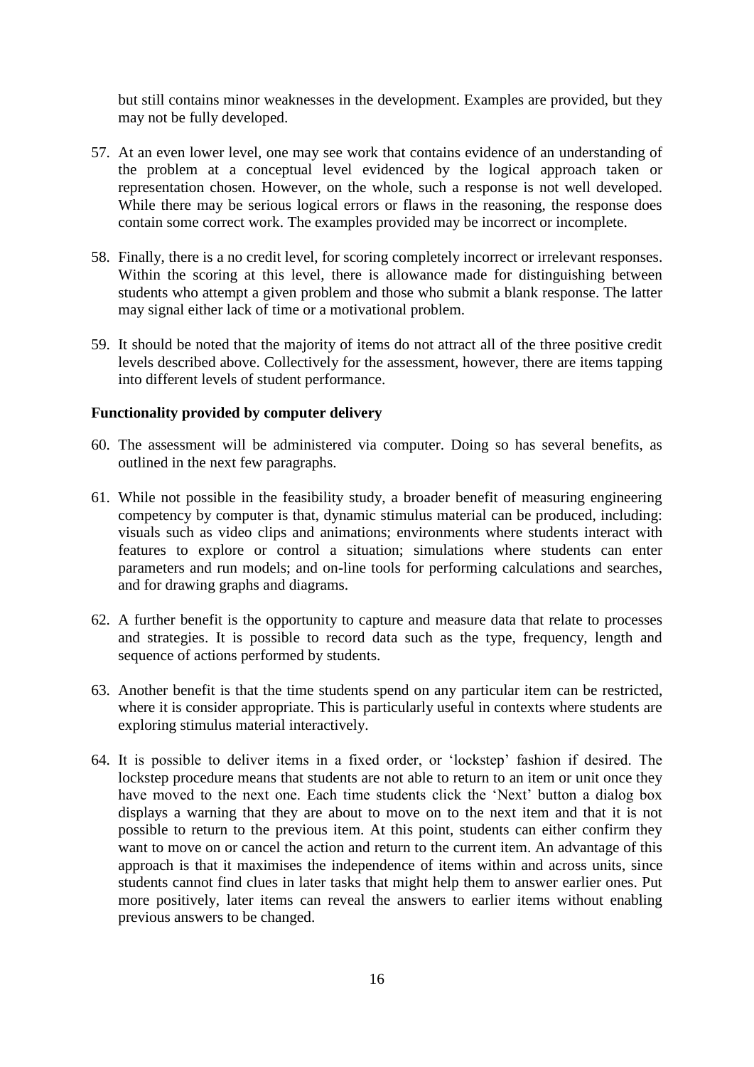but still contains minor weaknesses in the development. Examples are provided, but they may not be fully developed.

57. At an even lower level, one may see work that contains evidence of an understanding of the problem at a conceptual level evidenced by the logical approach taken or representation chosen. However, on the whole, such a response is not well developed. While there may be serious logical errors or flaws in the reasoning, the response does contain some correct work. The examples provided may be incorrect or incomplete.

58. Finally, there is a no credit level, for scoring completely incorrect or irrelevant responses. Within the scoring at this level, there is allowance made for distinguishing between students who attempt a given problem and those who submit a blank response. The latter may signal either lack of time or a motivational problem.

59. It should be noted that the majority of items do not attract all of the three positive credit levels described above. Collectively for the assessment, however, there are items tapping into different levels of student performance.

**Functionality provided by computer delivery**

60. The assessment will be administered via computer. Doing so has several benefits, as outlined in the next few paragraphs.

61. While not possible in the feasibility study, a broader benefit of measuring engineering competency by computer is that, dynamic stimulus material can be produced, including: visuals such as video clips and animations; environments where students interact with features to explore or control a situation; simulations where students can enter parameters and run models; and on-line tools for performing calculations and searches, and for drawing graphs and diagrams.

62. A further benefit is the opportunity to capture and measure data that relate to processes and strategies. It is possible to record data such as the type, frequency, length and sequence of actions performed by students.

63. Another benefit is that the time students spend on any particular item can be restricted, where it is consider appropriate. This is particularly useful in contexts where students are exploring stimulus material interactively.

64. It is possible to deliver items in a fixed order, or 'lockstep' fashion if desired. The lockstep procedure means that students are not able to return to an item or unit once they have moved to the next one. Each time students click the 'Next' button a dialog box displays a warning that they are about to move on to the next item and that it is not possible to return to the previous item. At this point, students can either confirm they want to move on or cancel the action and return to the current item. An advantage of this approach is that it maximises the independence of items within and across units, since students cannot find clues in later tasks that might help them to answer earlier ones. Put more positively, later items can reveal the answers to earlier items without enabling previous answers to be changed.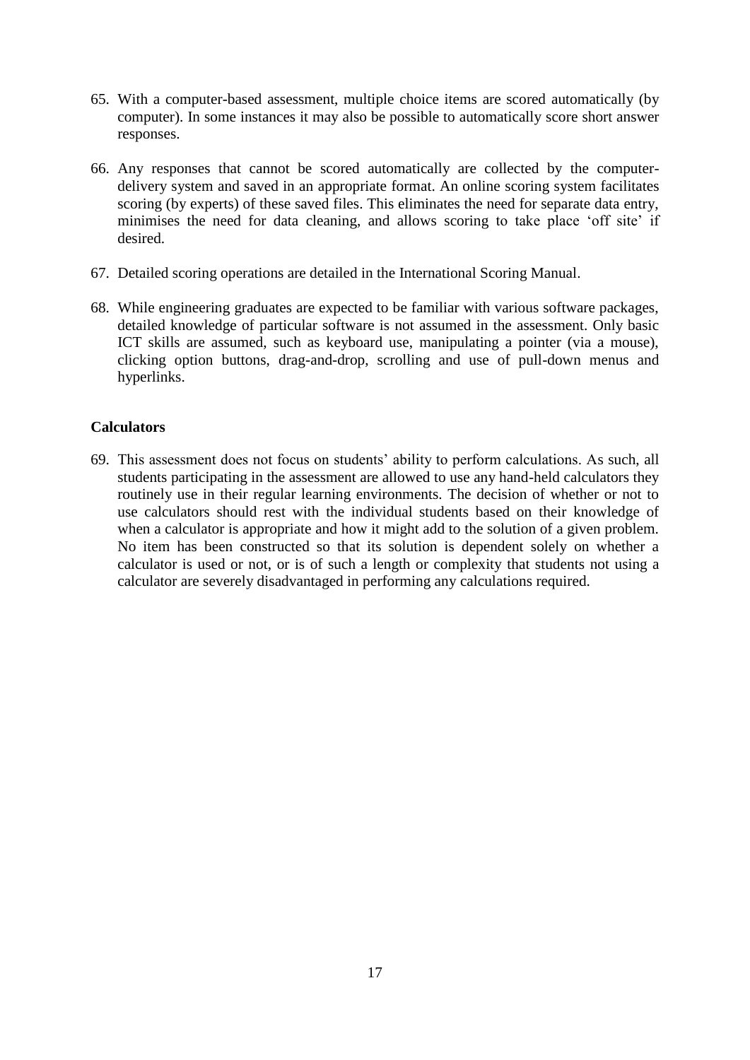65. With a computer-based assessment, multiple choice items are scored automatically (by computer). In some instances it may also be possible to automatically score short answer responses.

66. Any responses that cannot be scored automatically are collected by the computer-delivery system and saved in an appropriate format. An online scoring system facilitates scoring (by experts) of these saved files. This eliminates the need for separate data entry, minimises the need for data cleaning, and allows scoring to take place 'off site' if desired.

67. Detailed scoring operations are detailed in the International Scoring Manual.

68. While engineering graduates are expected to be familiar with various software packages, detailed knowledge of particular software is not assumed in the assessment. Only basic ICT skills are assumed, such as keyboard use, manipulating a pointer (via a mouse), clicking option buttons, drag-and-drop, scrolling and use of pull-down menus and hyperlinks.

**Calculators**

69. This assessment does not focus on students' ability to perform calculations. As such, all students participating in the assessment are allowed to use any hand-held calculators they routinely use in their regular learning environments. The decision of whether or not to use calculators should rest with the individual students based on their knowledge of when a calculator is appropriate and how it might add to the solution of a given problem. No item has been constructed so that its solution is dependent solely on whether a calculator is used or not, or is of such a length or complexity that students not using a calculator are severely disadvantaged in performing any calculations required.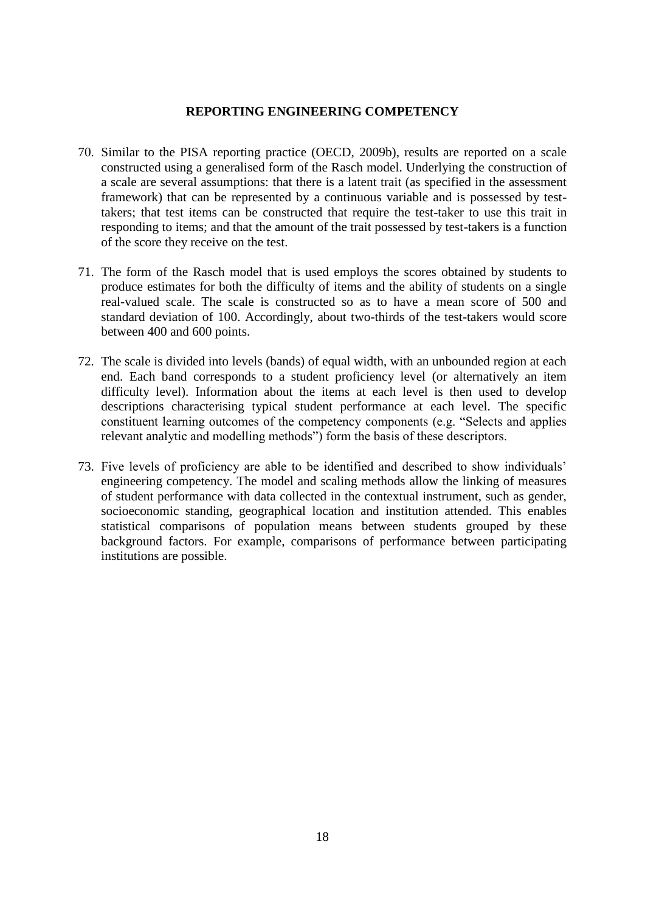## REPORTING ENGINEERING COMPETENCY

70. Similar to the PISA reporting practice (OECD, 2009b), results are reported on a scale constructed using a generalised form of the Rasch model. Underlying the construction of a scale are several assumptions: that there is a latent trait (as specified in the assessment framework) that can be represented by a continuous variable and is possessed by test-takers; that test items can be constructed that require the test-taker to use this trait in responding to items; and that the amount of the trait possessed by test-takers is a function of the score they receive on the test.

71. The form of the Rasch model that is used employs the scores obtained by students to produce estimates for both the difficulty of items and the ability of students on a single real-valued scale. The scale is constructed so as to have a mean score of 500 and standard deviation of 100. Accordingly, about two-thirds of the test-takers would score between 400 and 600 points.

72. The scale is divided into levels (bands) of equal width, with an unbounded region at each end. Each band corresponds to a student proficiency level (or alternatively an item difficulty level). Information about the items at each level is then used to develop descriptions characterising typical student performance at each level. The specific constituent learning outcomes of the competency components (e.g. "Selects and applies relevant analytic and modelling methods") form the basis of these descriptors.

73. Five levels of proficiency are able to be identified and described to show individuals' engineering competency. The model and scaling methods allow the linking of measures of student performance with data collected in the contextual instrument, such as gender, socioeconomic standing, geographical location and institution attended. This enables statistical comparisons of population means between students grouped by these background factors. For example, comparisons of performance between participating institutions are possible.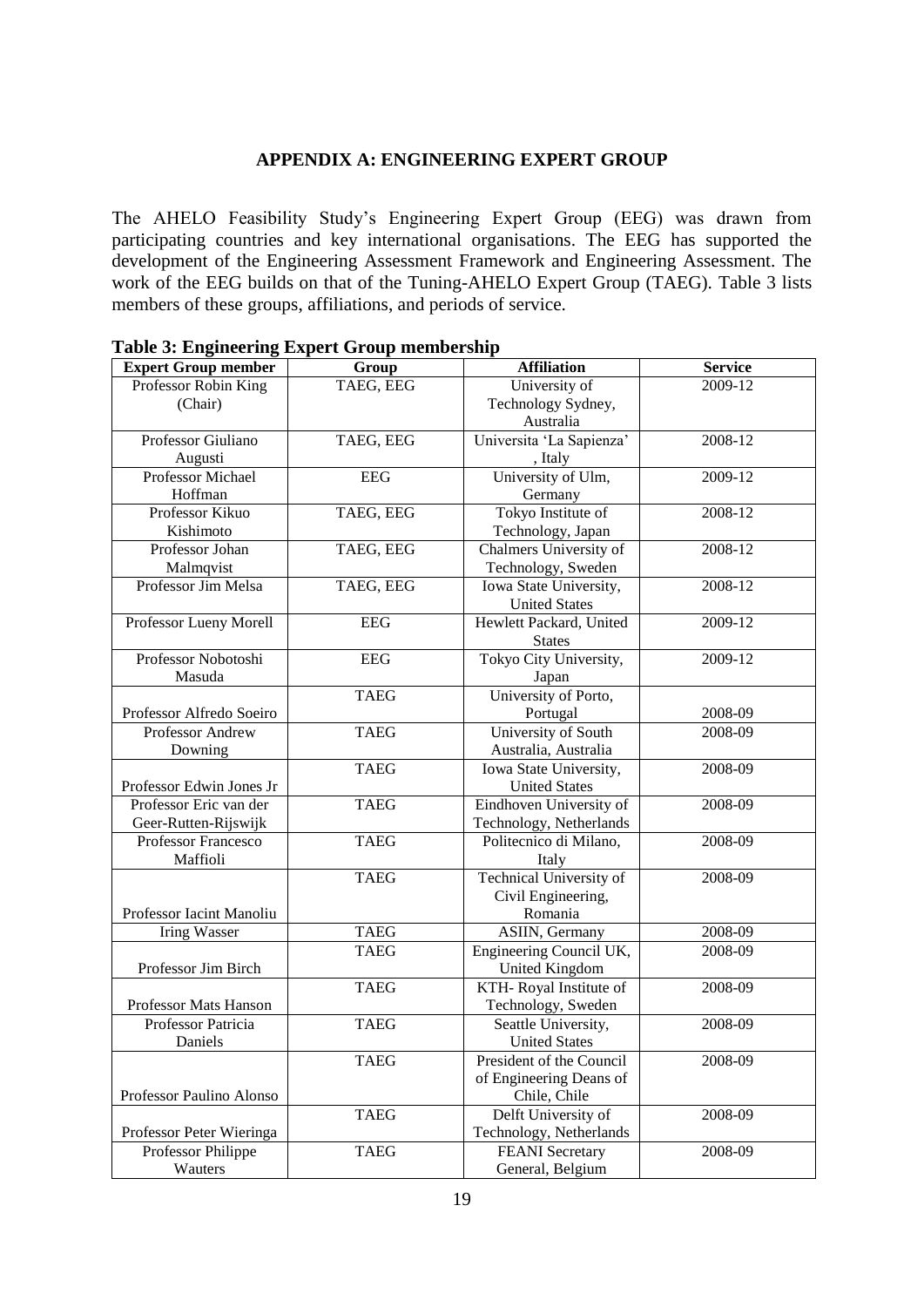## APPENDIX A: ENGINEERING EXPERT GROUP

The AHELO Feasibility Study's Engineering Expert Group (EEG) was drawn from participating countries and key international organisations. The EEG has supported the development of the Engineering Assessment Framework and Engineering Assessment. The work of the EEG builds on that of the Tuning-AHELO Expert Group (TAEG). Table 3 lists members of these groups, affiliations, and periods of service.

**Table 3: Engineering Expert Group membership**

| Expert Group member | Group | Affiliation | Service |
|---|---|---|---|
| Professor Robin King (Chair) | TAEG, EEG | University of Technology Sydney, Australia | 2009-12 |
| Professor Giuliano Augusti | TAEG, EEG | Universita 'La Sapienza' , Italy | 2008-12 |
| Professor Michael Hoffman | EEG | University of Ulm, Germany | 2009-12 |
| Professor Kikuo Kishimoto | TAEG, EEG | Tokyo Institute of Technology, Japan | 2008-12 |
| Professor Johan Malmqvist | TAEG, EEG | Chalmers University of Technology, Sweden | 2008-12 |
| Professor Jim Melsa | TAEG, EEG | Iowa State University, United States | 2008-12 |
| Professor Lueny Morell | EEG | Hewlett Packard, United States | 2009-12 |
| Professor Nobotoshi Masuda | EEG | Tokyo City University, Japan | 2009-12 |
| Professor Alfredo Soeiro | TAEG | University of Porto, Portugal | 2008-09 |
| Professor Andrew Downing | TAEG | University of South Australia, Australia | 2008-09 |
| Professor Edwin Jones Jr | TAEG | Iowa State University, United States | 2008-09 |
| Professor Eric van der Geer-Rutten-Rijswijk | TAEG | Eindhoven University of Technology, Netherlands | 2008-09 |
| Professor Francesco Maffioli | TAEG | Politecnico di Milano, Italy | 2008-09 |
| Professor Iacint Manoliu | TAEG | Technical University of Civil Engineering, Romania | 2008-09 |
| Iring Wasser | TAEG | ASIIN, Germany | 2008-09 |
| Professor Jim Birch | TAEG | Engineering Council UK, United Kingdom | 2008-09 |
| Professor Mats Hanson | TAEG | KTH- Royal Institute of Technology, Sweden | 2008-09 |
| Professor Patricia Daniels | TAEG | Seattle University, United States | 2008-09 |
| Professor Paulino Alonso | TAEG | President of the Council of Engineering Deans of Chile, Chile | 2008-09 |
| Professor Peter Wieringa | TAEG | Delft University of Technology, Netherlands | 2008-09 |
| Professor Philippe Wauters | TAEG | FEANI Secretary General, Belgium | 2008-09 |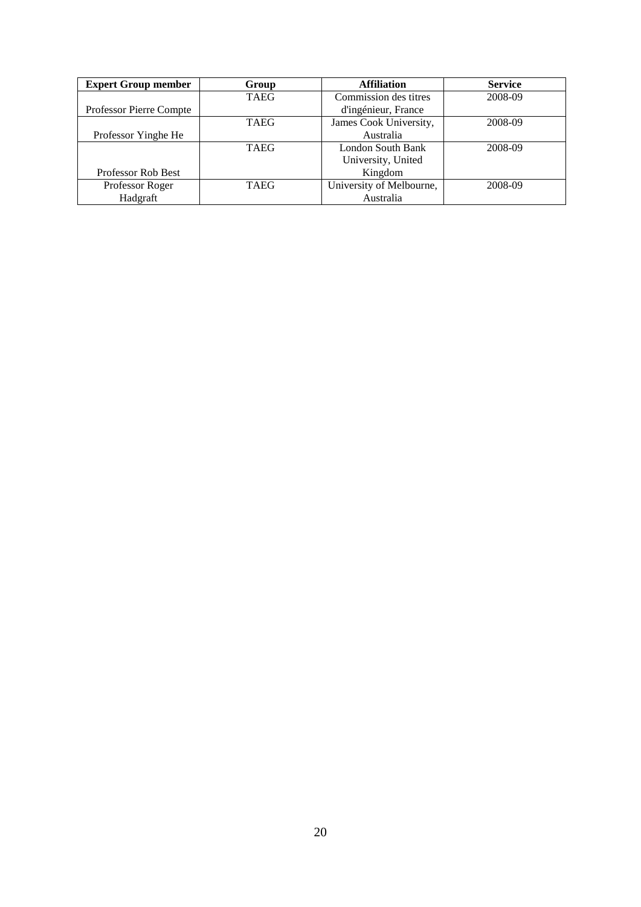| Expert Group member | Group | Affiliation | Service |
|---|---|---|---|
| Professor Pierre Compte | TAEG | Commission des titres d'ingénieur, France | 2008-09 |
| Professor Yinghe He | TAEG | James Cook University, Australia | 2008-09 |
| Professor Rob Best | TAEG | London South Bank University, United Kingdom | 2008-09 |
| Professor Roger Hadgraft | TAEG | University of Melbourne, Australia | 2008-09 |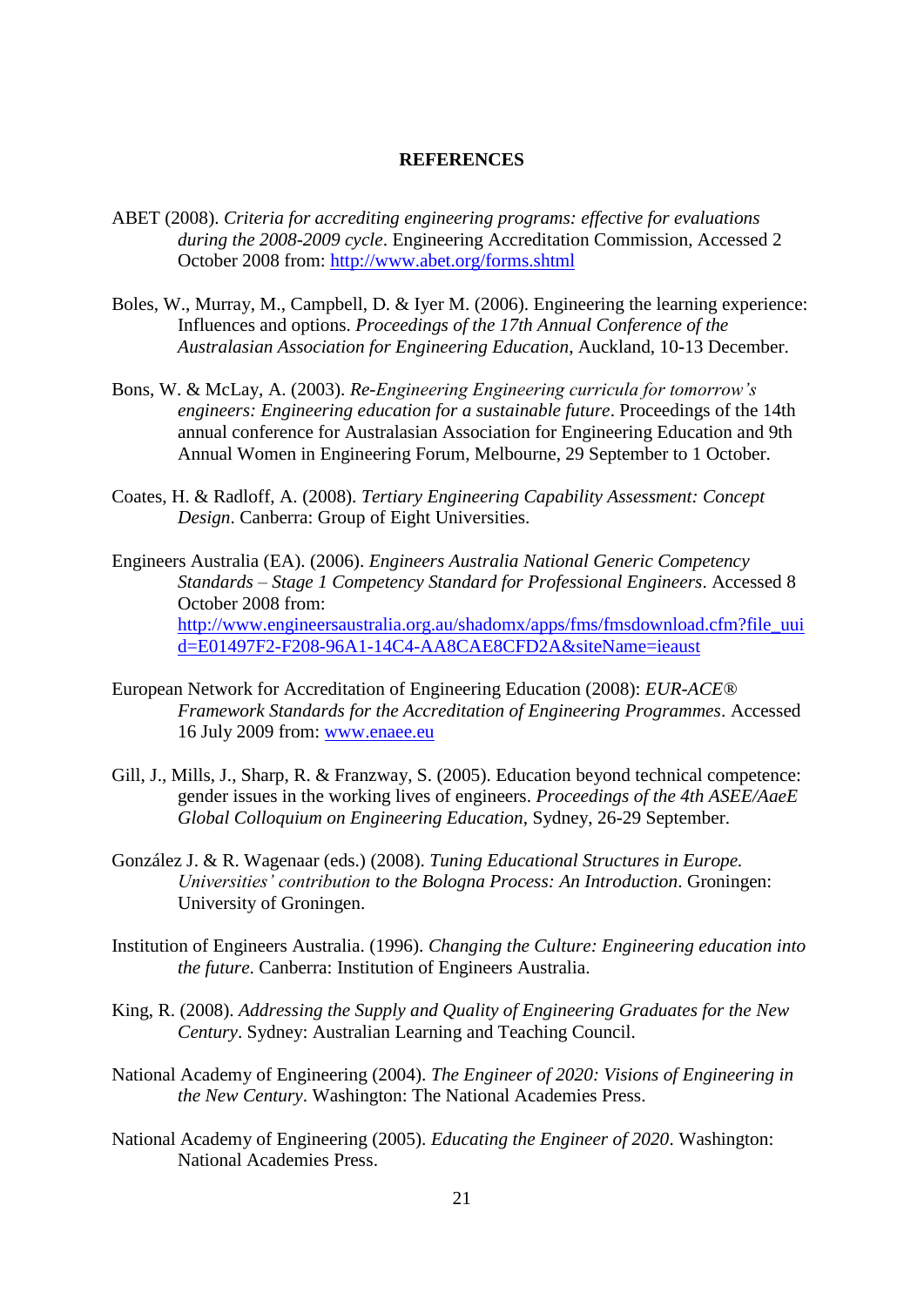**REFERENCES**

ABET (2008). *Criteria for accrediting engineering programs: effective for evaluations during the 2008-2009 cycle*. Engineering Accreditation Commission, Accessed 2 October 2008 from: http://www.abet.org/forms.shtml

Boles, W., Murray, M., Campbell, D. & Iyer M. (2006). Engineering the learning experience: Influences and options. *Proceedings of the 17th Annual Conference of the Australasian Association for Engineering Education*, Auckland, 10-13 December.

Bons, W. & McLay, A. (2003). *Re-Engineering Engineering curricula for tomorrow's engineers: Engineering education for a sustainable future*. Proceedings of the 14th annual conference for Australasian Association for Engineering Education and 9th Annual Women in Engineering Forum, Melbourne, 29 September to 1 October.

Coates, H. & Radloff, A. (2008). *Tertiary Engineering Capability Assessment: Concept Design*. Canberra: Group of Eight Universities.

Engineers Australia (EA). (2006). *Engineers Australia National Generic Competency Standards – Stage 1 Competency Standard for Professional Engineers*. Accessed 8 October 2008 from: http://www.engineersaustralia.org.au/shadomx/apps/fms/fmsdownload.cfm?file_uuid=E01497F2-F208-96A1-14C4-AA8CAE8CFD2A&siteName=ieaust

European Network for Accreditation of Engineering Education (2008): *EUR-ACE® Framework Standards for the Accreditation of Engineering Programmes*. Accessed 16 July 2009 from: www.enaee.eu

Gill, J., Mills, J., Sharp, R. & Franzway, S. (2005). Education beyond technical competence: gender issues in the working lives of engineers. *Proceedings of the 4th ASEE/AaeE Global Colloquium on Engineering Education*, Sydney, 26-29 September.

González J. & R. Wagenaar (eds.) (2008). *Tuning Educational Structures in Europe. Universities' contribution to the Bologna Process: An Introduction*. Groningen: University of Groningen.

Institution of Engineers Australia. (1996). *Changing the Culture: Engineering education into the future*. Canberra: Institution of Engineers Australia.

King, R. (2008). *Addressing the Supply and Quality of Engineering Graduates for the New Century*. Sydney: Australian Learning and Teaching Council.

National Academy of Engineering (2004). *The Engineer of 2020: Visions of Engineering in the New Century*. Washington: The National Academies Press.

National Academy of Engineering (2005). *Educating the Engineer of 2020*. Washington: National Academies Press.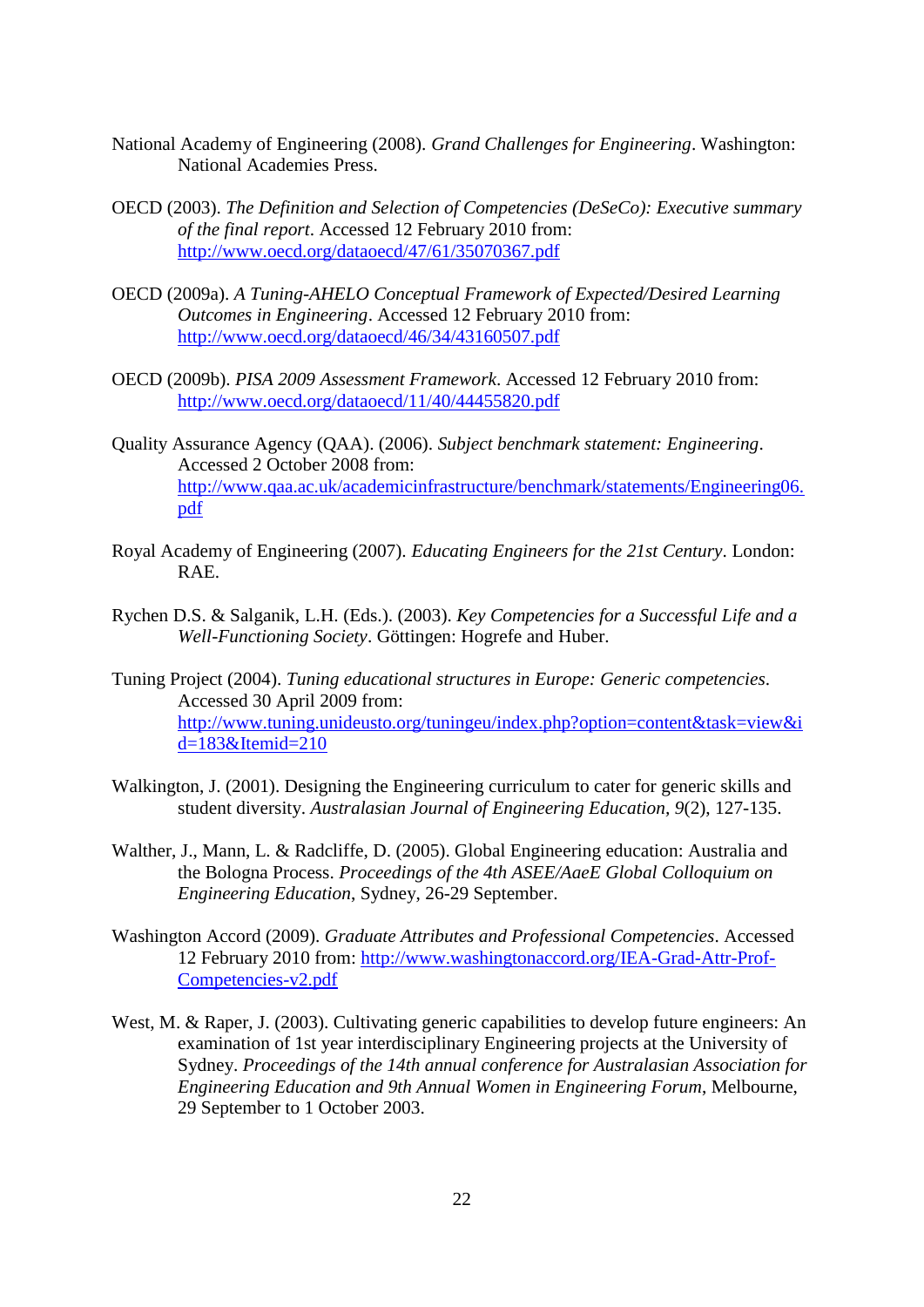National Academy of Engineering (2008). *Grand Challenges for Engineering*. Washington: National Academies Press.

OECD (2003). *The Definition and Selection of Competencies (DeSeCo): Executive summary of the final report*. Accessed 12 February 2010 from: http://www.oecd.org/dataoecd/47/61/35070367.pdf

OECD (2009a). *A Tuning-AHELO Conceptual Framework of Expected/Desired Learning Outcomes in Engineering*. Accessed 12 February 2010 from: http://www.oecd.org/dataoecd/46/34/43160507.pdf

OECD (2009b). *PISA 2009 Assessment Framework*. Accessed 12 February 2010 from: http://www.oecd.org/dataoecd/11/40/44455820.pdf

Quality Assurance Agency (QAA). (2006). *Subject benchmark statement: Engineering*. Accessed 2 October 2008 from: http://www.qaa.ac.uk/academicinfrastructure/benchmark/statements/Engineering06.pdf

Royal Academy of Engineering (2007). *Educating Engineers for the 21st Century*. London: RAE.

Rychen D.S. & Salganik, L.H. (Eds.). (2003). *Key Competencies for a Successful Life and a Well-Functioning Society*. Göttingen: Hogrefe and Huber.

Tuning Project (2004). *Tuning educational structures in Europe: Generic competencies*. Accessed 30 April 2009 from: http://www.tuning.unideusto.org/tuningeu/index.php?option=content&task=view&id=183&Itemid=210

Walkington, J. (2001). Designing the Engineering curriculum to cater for generic skills and student diversity. *Australasian Journal of Engineering Education*, *9*(2), 127-135.

Walther, J., Mann, L. & Radcliffe, D. (2005). Global Engineering education: Australia and the Bologna Process. *Proceedings of the 4th ASEE/AaeE Global Colloquium on Engineering Education*, Sydney, 26-29 September.

Washington Accord (2009). *Graduate Attributes and Professional Competencies*. Accessed 12 February 2010 from: http://www.washingtonaccord.org/IEA-Grad-Attr-Prof-Competencies-v2.pdf

West, M. & Raper, J. (2003). Cultivating generic capabilities to develop future engineers: An examination of 1st year interdisciplinary Engineering projects at the University of Sydney. *Proceedings of the 14th annual conference for Australasian Association for Engineering Education and 9th Annual Women in Engineering Forum*, Melbourne, 29 September to 1 October 2003.